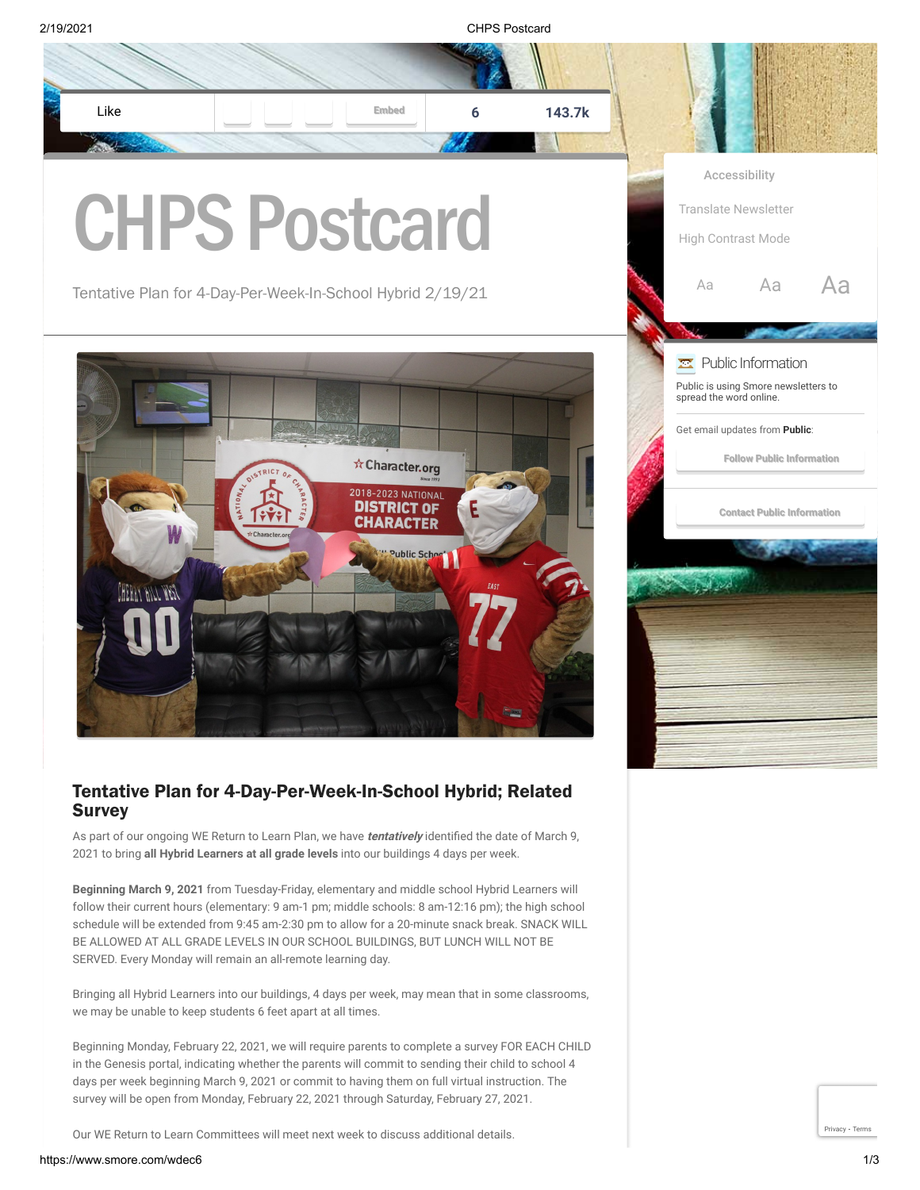# CHPS Postcard

Tentative Plan for 4-Day-Per-Week-In-School Hybrid 2/19/21

Accessibility

Translate Newsletter

High Contrast Mode

Public Information

Public is using Smore newsletters to spread the word online.

Get email updates from **Public**:

Follow Public Information

Contact Public Information

## Tentative Plan for 4-Day-Per-Week-In-School Hybrid; Related Survey

As part of our ongoing WE Return to Learn Plan, we have ***tentatively*** identified the date of March 9, 2021 to bring **all Hybrid Learners at all grade levels** into our buildings 4 days per week.

**Beginning March 9, 2021** from Tuesday-Friday, elementary and middle school Hybrid Learners will follow their current hours (elementary: 9 am-1 pm; middle schools: 8 am-12:16 pm); the high school schedule will be extended from 9:45 am-2:30 pm to allow for a 20-minute snack break. SNACK WILL BE ALLOWED AT ALL GRADE LEVELS IN OUR SCHOOL BUILDINGS, BUT LUNCH WILL NOT BE SERVED. Every Monday will remain an all-remote learning day.

Bringing all Hybrid Learners into our buildings, 4 days per week, may mean that in some classrooms, we may be unable to keep students 6 feet apart at all times.

Beginning Monday, February 22, 2021, we will require parents to complete a survey FOR EACH CHILD in the Genesis portal, indicating whether the parents will commit to sending their child to school 4 days per week beginning March 9, 2021 or commit to having them on full virtual instruction. The survey will be open from Monday, February 22, 2021 through Saturday, February 27, 2021.

Our WE Return to Learn Committees will meet next week to discuss additional details.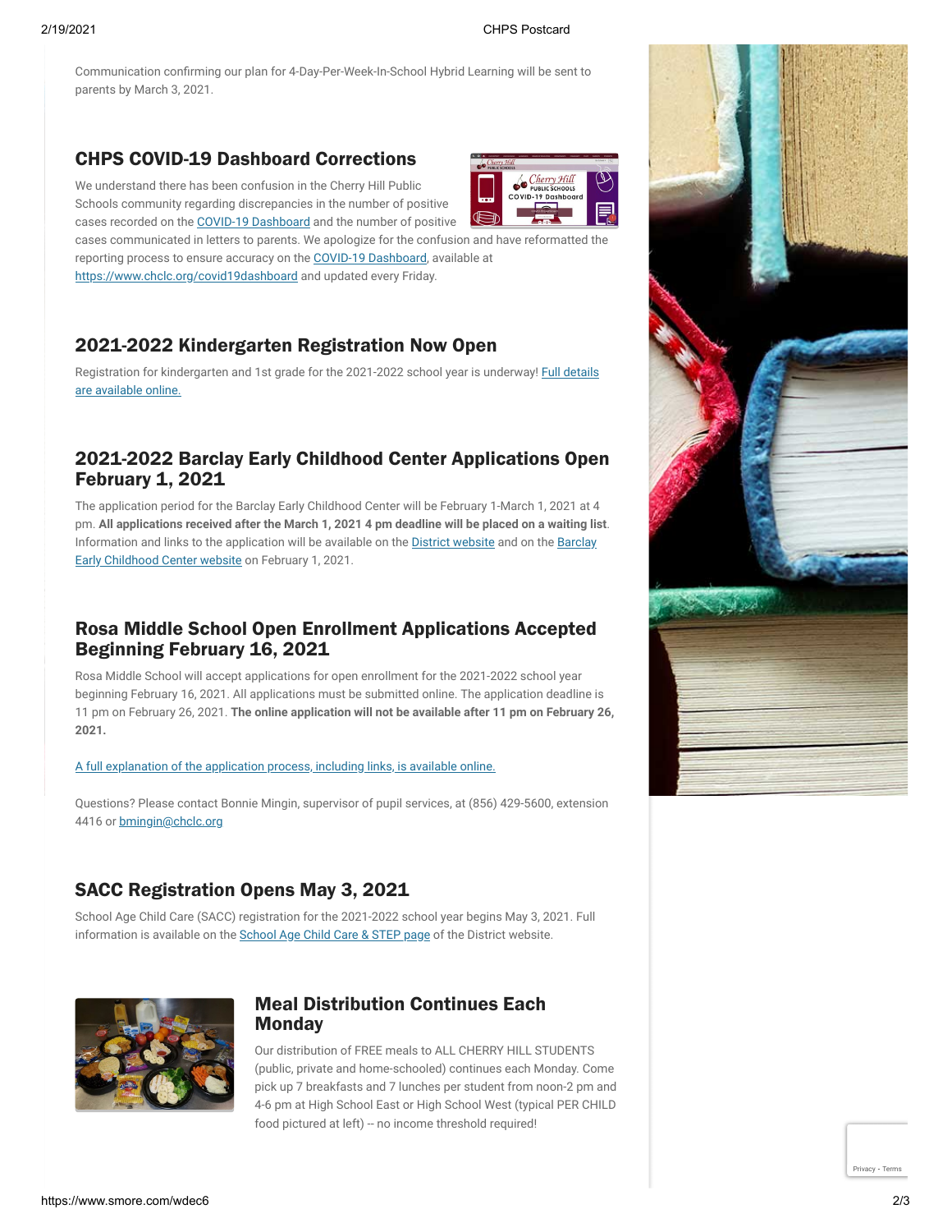Communication confirming our plan for 4-Day-Per-Week-In-School Hybrid Learning will be sent to parents by March 3, 2021.

## CHPS COVID-19 Dashboard Corrections

We understand there has been confusion in the Cherry Hill Public Schools community regarding discrepancies in the number of positive cases recorded on the COVID-19 Dashboard and the number of positive cases communicated in letters to parents. We apologize for the confusion and have reformatted the reporting process to ensure accuracy on the COVID-19 Dashboard, available at https://www.chclc.org/covid19dashboard and updated every Friday.

## 2021-2022 Kindergarten Registration Now Open

Registration for kindergarten and 1st grade for the 2021-2022 school year is underway! Full details are available online.

## 2021-2022 Barclay Early Childhood Center Applications Open February 1, 2021

The application period for the Barclay Early Childhood Center will be February 1-March 1, 2021 at 4 pm. **All applications received after the March 1, 2021 4 pm deadline will be placed on a waiting list**. Information and links to the application will be available on the District website and on the Barclay Early Childhood Center website on February 1, 2021.

## Rosa Middle School Open Enrollment Applications Accepted Beginning February 16, 2021

Rosa Middle School will accept applications for open enrollment for the 2021-2022 school year beginning February 16, 2021. All applications must be submitted online. The application deadline is 11 pm on February 26, 2021. **The online application will not be available after 11 pm on February 26, 2021.**

A full explanation of the application process, including links, is available online.

Questions? Please contact Bonnie Mingin, supervisor of pupil services, at (856) 429-5600, extension 4416 or bmingin@chclc.org

## SACC Registration Opens May 3, 2021

School Age Child Care (SACC) registration for the 2021-2022 school year begins May 3, 2021. Full information is available on the School Age Child Care & STEP page of the District website.

## Meal Distribution Continues Each Monday

Our distribution of FREE meals to ALL CHERRY HILL STUDENTS (public, private and home-schooled) continues each Monday. Come pick up 7 breakfasts and 7 lunches per student from noon-2 pm and 4-6 pm at High School East or High School West (typical PER CHILD food pictured at left) -- no income threshold required!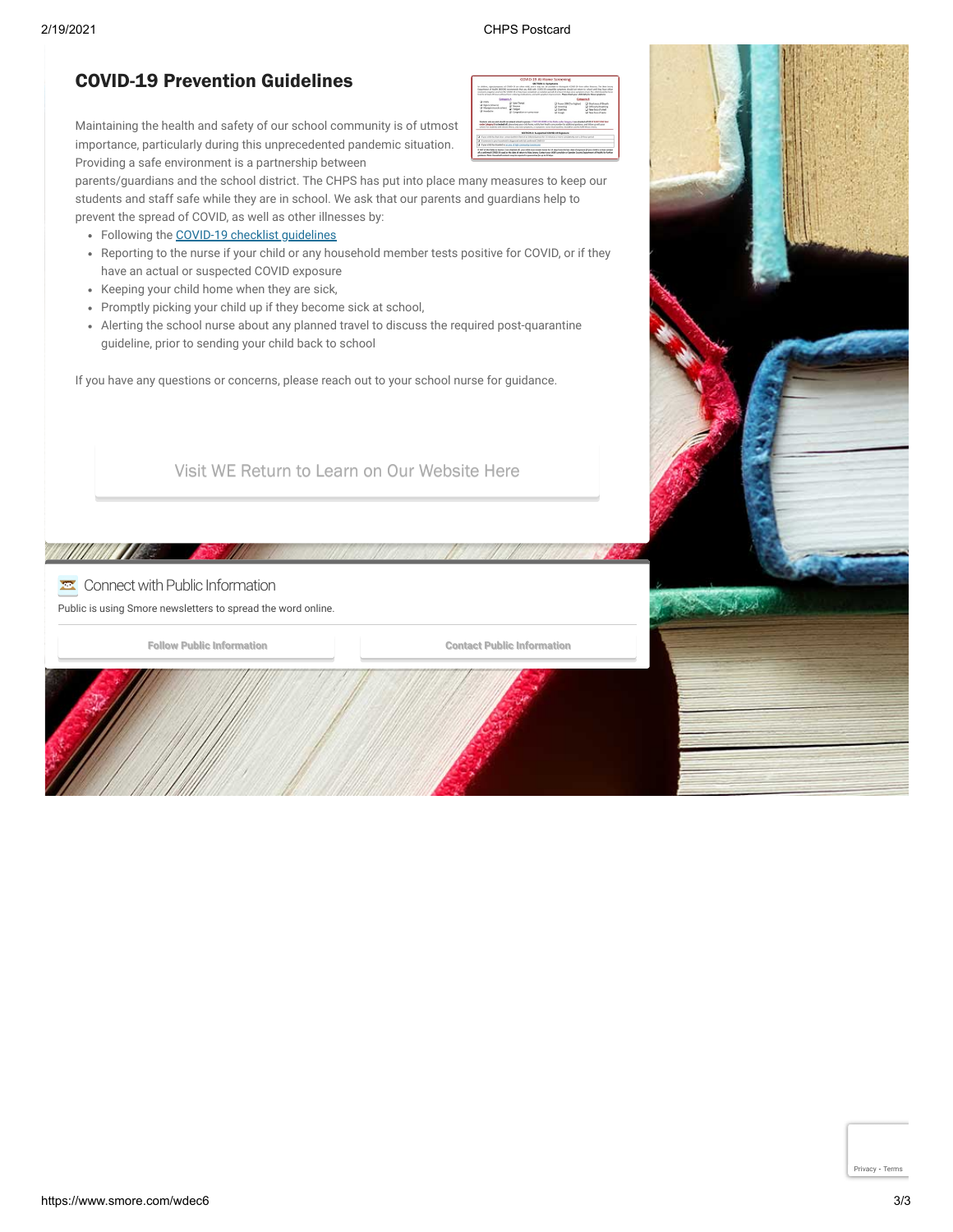## COVID-19 Prevention Guidelines

Maintaining the health and safety of our school community is of utmost importance, particularly during this unprecedented pandemic situation. Providing a safe environment is a partnership between parents/guardians and the school district. The CHPS has put into place many measures to keep our students and staff safe while they are in school. We ask that our parents and guardians help to prevent the spread of COVID, as well as other illnesses by:

- Following the COVID-19 checklist guidelines
- Reporting to the nurse if your child or any household member tests positive for COVID, or if they have an actual or suspected COVID exposure
- Keeping your child home when they are sick,
- Promptly picking your child up if they become sick at school,
- Alerting the school nurse about any planned travel to discuss the required post-quarantine guideline, prior to sending your child back to school

If you have any questions or concerns, please reach out to your school nurse for guidance.

Visit WE Return to Learn on Our Website Here

### Connect with Public Information

Public is using Smore newsletters to spread the word online.

Follow Public Information

Contact Public Information